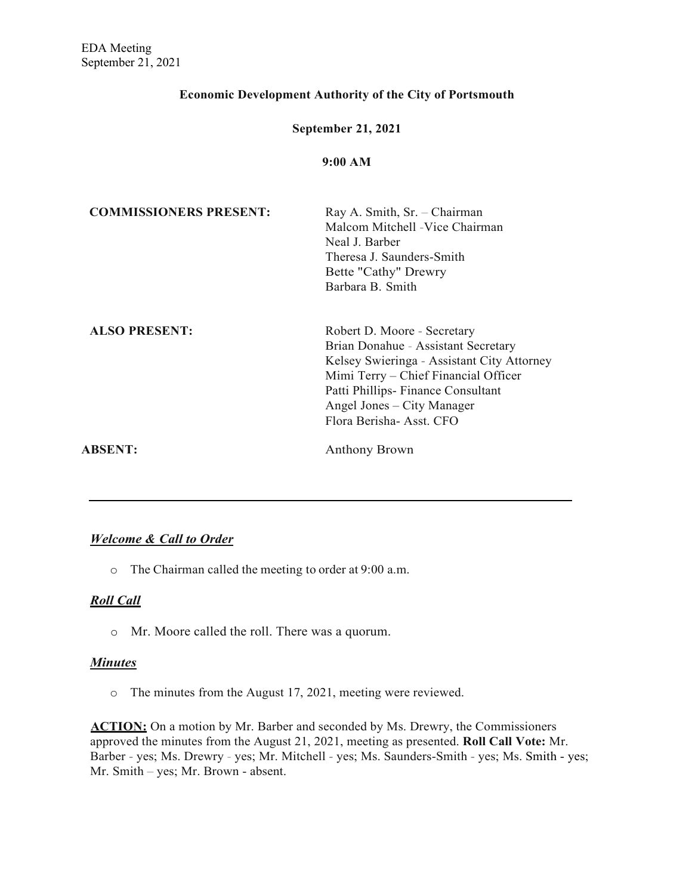**Economic Development Authority of the City of Portsmouth**

**September 21, 2021**

**9:00 AM**

| | |
|---|---|
| **COMMISSIONERS PRESENT:** | Ray A. Smith, Sr. – Chairman<br>Malcom Mitchell -Vice Chairman<br>Neal J. Barber<br>Theresa J. Saunders-Smith<br>Bette "Cathy" Drewry<br>Barbara B. Smith |
| **ALSO PRESENT:** | Robert D. Moore - Secretary<br>Brian Donahue - Assistant Secretary<br>Kelsey Swieringa - Assistant City Attorney<br>Mimi Terry – Chief Financial Officer<br>Patti Phillips- Finance Consultant<br>Angel Jones – City Manager<br>Flora Berisha- Asst. CFO |
| **ABSENT:** | Anthony Brown |

---

***Welcome & Call to Order***

- The Chairman called the meeting to order at 9:00 a.m.

***Roll Call***

- Mr. Moore called the roll. There was a quorum.

***Minutes***

- The minutes from the August 17, 2021, meeting were reviewed.

**ACTION:** On a motion by Mr. Barber and seconded by Ms. Drewry, the Commissioners approved the minutes from the August 21, 2021, meeting as presented. **Roll Call Vote:** Mr. Barber - yes; Ms. Drewry - yes; Mr. Mitchell - yes; Ms. Saunders-Smith - yes; Ms. Smith - yes; Mr. Smith – yes; Mr. Brown - absent.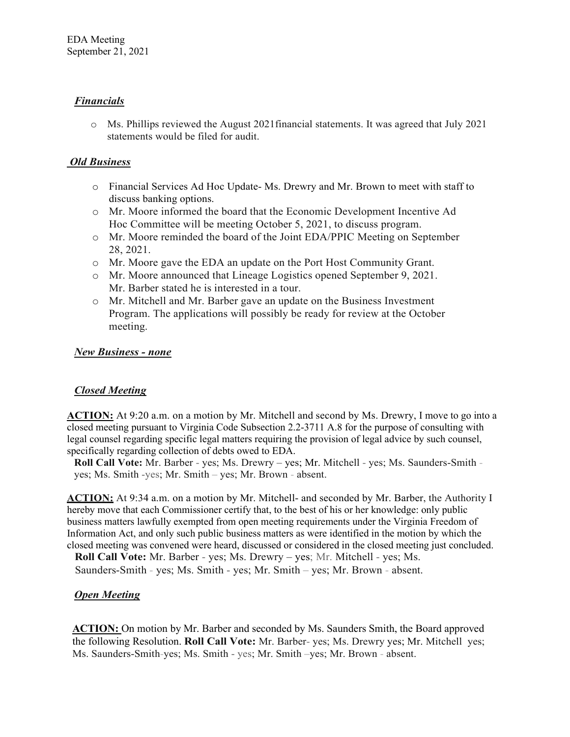***Financials***

- Ms. Phillips reviewed the August 2021financial statements. It was agreed that July 2021 statements would be filed for audit.

***Old Business***

- Financial Services Ad Hoc Update- Ms. Drewry and Mr. Brown to meet with staff to discuss banking options.
- Mr. Moore informed the board that the Economic Development Incentive Ad Hoc Committee will be meeting October 5, 2021, to discuss program.
- Mr. Moore reminded the board of the Joint EDA/PPIC Meeting on September 28, 2021.
- Mr. Moore gave the EDA an update on the Port Host Community Grant.
- Mr. Moore announced that Lineage Logistics opened September 9, 2021. Mr. Barber stated he is interested in a tour.
- Mr. Mitchell and Mr. Barber gave an update on the Business Investment Program. The applications will possibly be ready for review at the October meeting.

***New Business - none***

***Closed Meeting***

**ACTION:** At 9:20 a.m. on a motion by Mr. Mitchell and second by Ms. Drewry, I move to go into a closed meeting pursuant to Virginia Code Subsection 2.2-3711 A.8 for the purpose of consulting with legal counsel regarding specific legal matters requiring the provision of legal advice by such counsel, specifically regarding collection of debts owed to EDA.

**Roll Call Vote:** Mr. Barber - yes; Ms. Drewry – yes; Mr. Mitchell - yes; Ms. Saunders-Smith - yes; Ms. Smith -yes; Mr. Smith – yes; Mr. Brown - absent.

**ACTION:** At 9:34 a.m. on a motion by Mr. Mitchell- and seconded by Mr. Barber, the Authority I hereby move that each Commissioner certify that, to the best of his or her knowledge: only public business matters lawfully exempted from open meeting requirements under the Virginia Freedom of Information Act, and only such public business matters as were identified in the motion by which the closed meeting was convened were heard, discussed or considered in the closed meeting just concluded.

**Roll Call Vote:** Mr. Barber - yes; Ms. Drewry – yes; Mr. Mitchell - yes; Ms. Saunders-Smith - yes; Ms. Smith - yes; Mr. Smith – yes; Mr. Brown - absent.

***Open Meeting***

**ACTION:** On motion by Mr. Barber and seconded by Ms. Saunders Smith, the Board approved the following Resolution. **Roll Call Vote:** Mr. Barber- yes; Ms. Drewry yes; Mr. Mitchell yes; Ms. Saunders-Smith-yes; Ms. Smith - yes; Mr. Smith –yes; Mr. Brown - absent.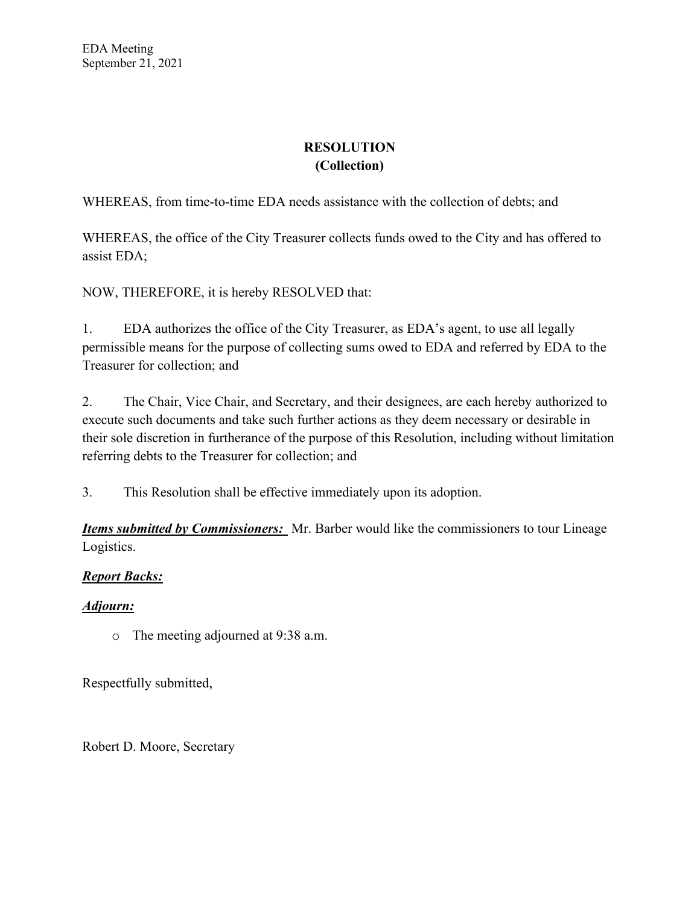**RESOLUTION**
**(Collection)**

WHEREAS, from time-to-time EDA needs assistance with the collection of debts; and

WHEREAS, the office of the City Treasurer collects funds owed to the City and has offered to assist EDA;

NOW, THEREFORE, it is hereby RESOLVED that:

1. EDA authorizes the office of the City Treasurer, as EDA's agent, to use all legally permissible means for the purpose of collecting sums owed to EDA and referred by EDA to the Treasurer for collection; and

2. The Chair, Vice Chair, and Secretary, and their designees, are each hereby authorized to execute such documents and take such further actions as they deem necessary or desirable in their sole discretion in furtherance of the purpose of this Resolution, including without limitation referring debts to the Treasurer for collection; and

3. This Resolution shall be effective immediately upon its adoption.

***Items submitted by Commissioners:*** Mr. Barber would like the commissioners to tour Lineage Logistics.

***Report Backs:***

***Adjourn:***

- The meeting adjourned at 9:38 a.m.

Respectfully submitted,

Robert D. Moore, Secretary